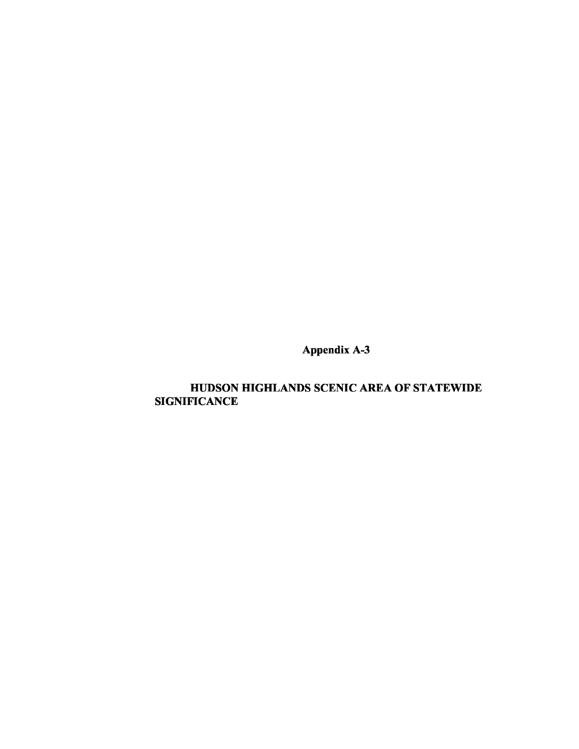# Appendix A-3

## HUDSON HIGHLANDS SCENIC AREA OF STATEWIDE SIGNIFICANCE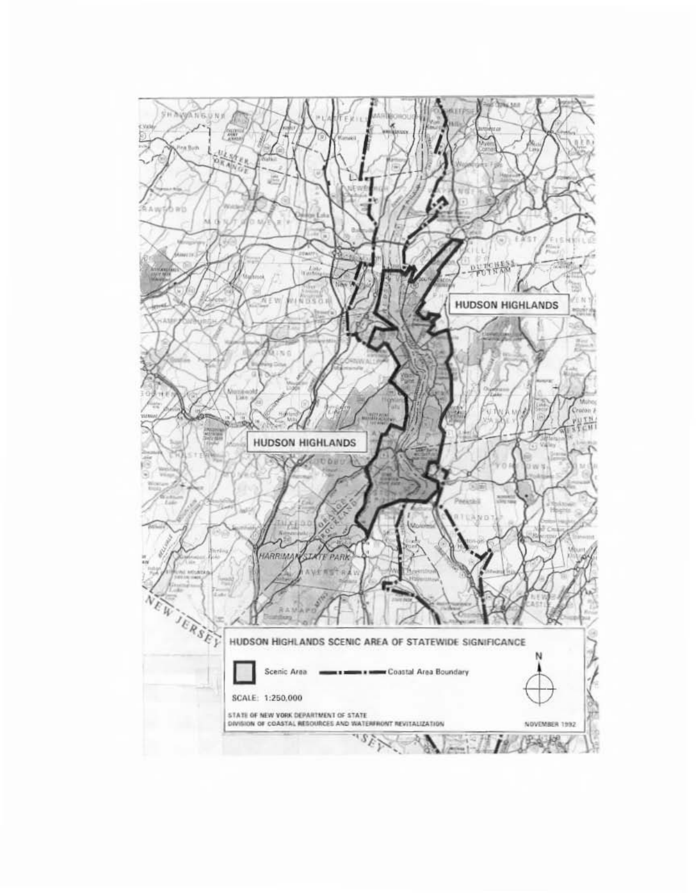HUDSON HIGHLANDS

HUDSON HIGHLANDS

**HUDSON HIGHLANDS SCENIC AREA OF STATEWIDE SIGNIFICANCE**

Scenic Area — Coastal Area Boundary

N

SCALE: 1:250,000

STATE OF NEW YORK DEPARTMENT OF STATE
DIVISION OF COASTAL RESOURCES AND WATERFRONT REVITALIZATION

NOVEMBER 1992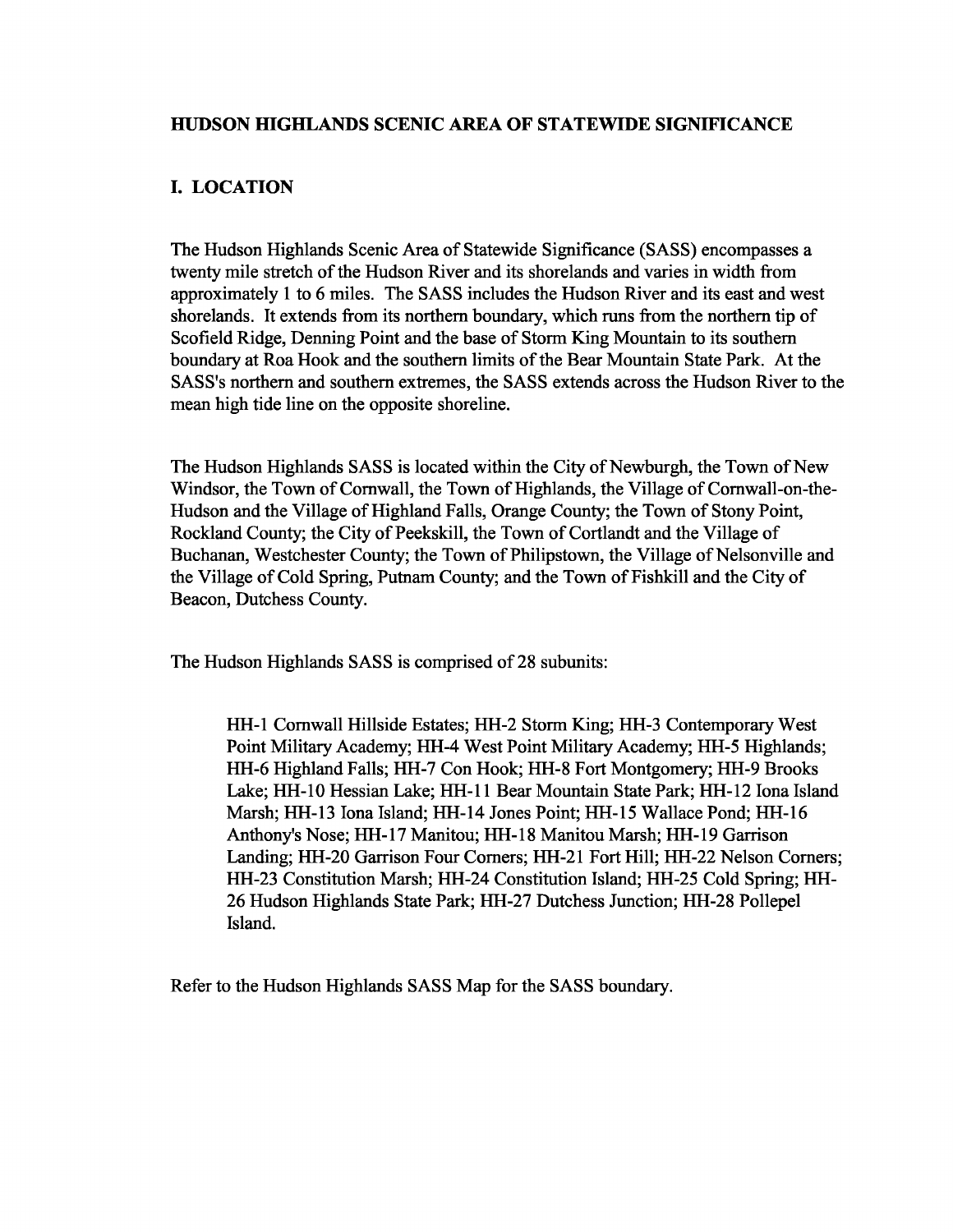# HUDSON HIGHLANDS SCENIC AREA OF STATEWIDE SIGNIFICANCE

## I. LOCATION

The Hudson Highlands Scenic Area of Statewide Significance (SASS) encompasses a twenty mile stretch of the Hudson River and its shorelands and varies in width from approximately 1 to 6 miles. The SASS includes the Hudson River and its east and west shorelands. It extends from its northern boundary, which runs from the northern tip of Scofield Ridge, Denning Point and the base of Storm King Mountain to its southern boundary at Roa Hook and the southern limits of the Bear Mountain State Park. At the SASS's northern and southern extremes, the SASS extends across the Hudson River to the mean high tide line on the opposite shoreline.

The Hudson Highlands SASS is located within the City of Newburgh, the Town of New Windsor, the Town of Cornwall, the Town of Highlands, the Village of Cornwall-on-the-Hudson and the Village of Highland Falls, Orange County; the Town of Stony Point, Rockland County; the City of Peekskill, the Town of Cortlandt and the Village of Buchanan, Westchester County; the Town of Philipstown, the Village of Nelsonville and the Village of Cold Spring, Putnam County; and the Town of Fishkill and the City of Beacon, Dutchess County.

The Hudson Highlands SASS is comprised of 28 subunits:

> HH-1 Cornwall Hillside Estates; HH-2 Storm King; HH-3 Contemporary West Point Military Academy; HH-4 West Point Military Academy; HH-5 Highlands; HH-6 Highland Falls; HH-7 Con Hook; HH-8 Fort Montgomery; HH-9 Brooks Lake; HH-10 Hessian Lake; HH-11 Bear Mountain State Park; HH-12 Iona Island Marsh; HH-13 Iona Island; HH-14 Jones Point; HH-15 Wallace Pond; HH-16 Anthony's Nose; HH-17 Manitou; HH-18 Manitou Marsh; HH-19 Garrison Landing; HH-20 Garrison Four Corners; HH-21 Fort Hill; HH-22 Nelson Corners; HH-23 Constitution Marsh; HH-24 Constitution Island; HH-25 Cold Spring; HH-26 Hudson Highlands State Park; HH-27 Dutchess Junction; HH-28 Pollepel Island.

Refer to the Hudson Highlands SASS Map for the SASS boundary.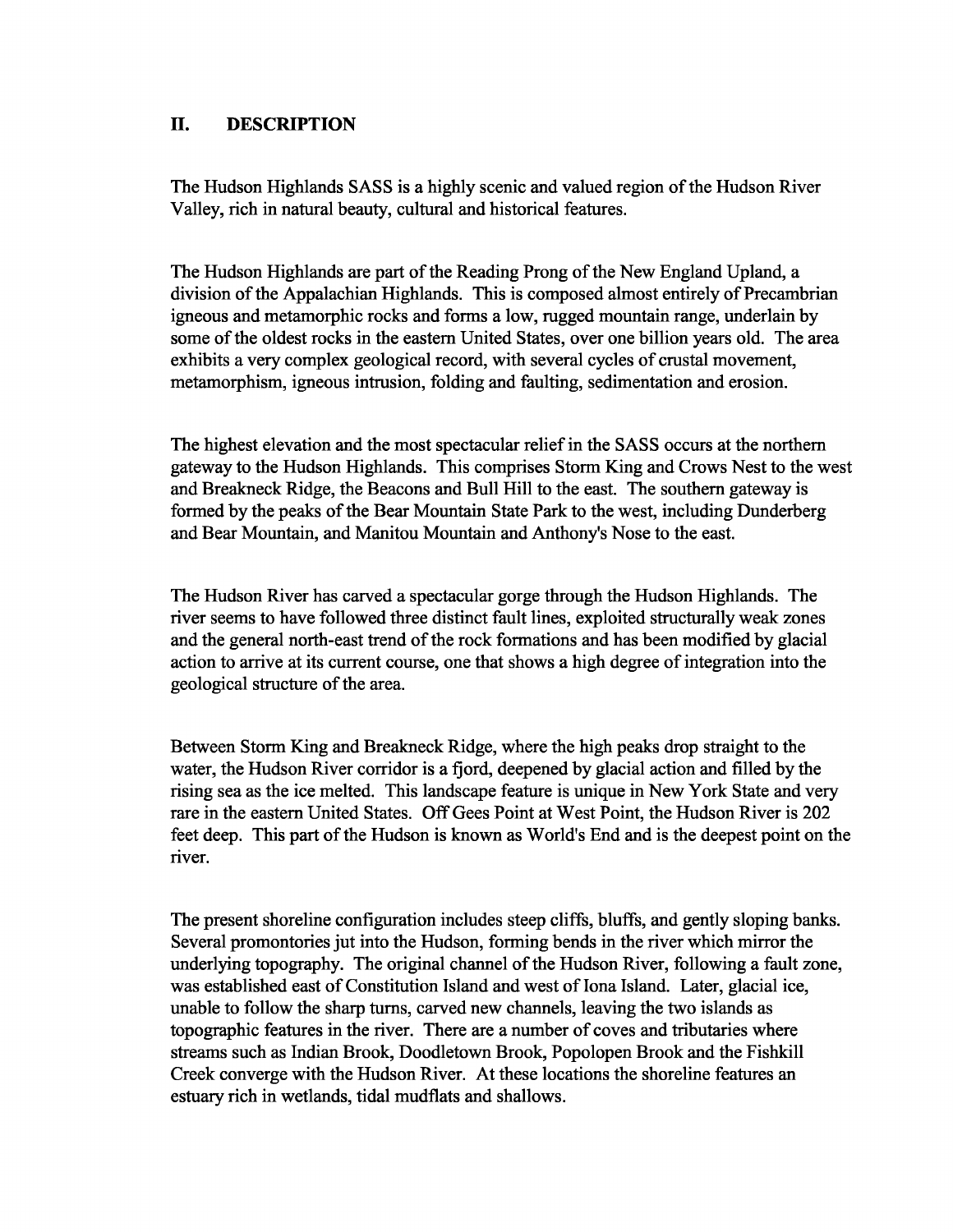## II. DESCRIPTION

The Hudson Highlands SASS is a highly scenic and valued region of the Hudson River Valley, rich in natural beauty, cultural and historical features.

The Hudson Highlands are part of the Reading Prong of the New England Upland, a division of the Appalachian Highlands. This is composed almost entirely of Precambrian igneous and metamorphic rocks and forms a low, rugged mountain range, underlain by some of the oldest rocks in the eastern United States, over one billion years old. The area exhibits a very complex geological record, with several cycles of crustal movement, metamorphism, igneous intrusion, folding and faulting, sedimentation and erosion.

The highest elevation and the most spectacular relief in the SASS occurs at the northern gateway to the Hudson Highlands. This comprises Storm King and Crows Nest to the west and Breakneck Ridge, the Beacons and Bull Hill to the east. The southern gateway is formed by the peaks of the Bear Mountain State Park to the west, including Dunderberg and Bear Mountain, and Manitou Mountain and Anthony's Nose to the east.

The Hudson River has carved a spectacular gorge through the Hudson Highlands. The river seems to have followed three distinct fault lines, exploited structurally weak zones and the general north-east trend of the rock formations and has been modified by glacial action to arrive at its current course, one that shows a high degree of integration into the geological structure of the area.

Between Storm King and Breakneck Ridge, where the high peaks drop straight to the water, the Hudson River corridor is a fjord, deepened by glacial action and filled by the rising sea as the ice melted. This landscape feature is unique in New York State and very rare in the eastern United States. Off Gees Point at West Point, the Hudson River is 202 feet deep. This part of the Hudson is known as World's End and is the deepest point on the river.

The present shoreline configuration includes steep cliffs, bluffs, and gently sloping banks. Several promontories jut into the Hudson, forming bends in the river which mirror the underlying topography. The original channel of the Hudson River, following a fault zone, was established east of Constitution Island and west of Iona Island. Later, glacial ice, unable to follow the sharp turns, carved new channels, leaving the two islands as topographic features in the river. There are a number of coves and tributaries where streams such as Indian Brook, Doodletown Brook, Popolopen Brook and the Fishkill Creek converge with the Hudson River. At these locations the shoreline features an estuary rich in wetlands, tidal mudflats and shallows.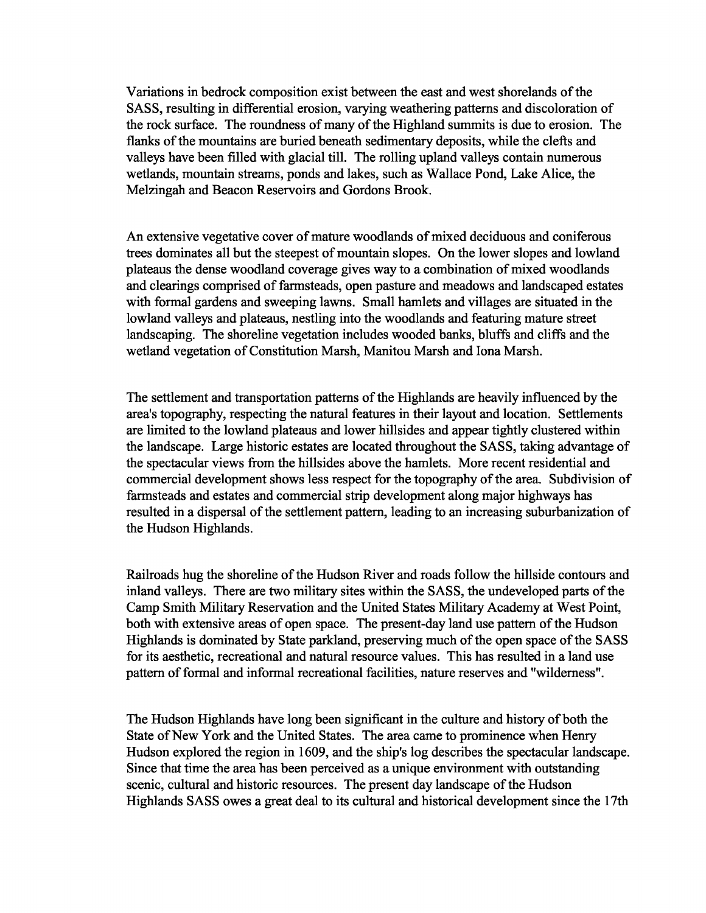Variations in bedrock composition exist between the east and west shorelands of the SASS, resulting in differential erosion, varying weathering patterns and discoloration of the rock surface. The roundness of many of the Highland summits is due to erosion. The flanks of the mountains are buried beneath sedimentary deposits, while the clefts and valleys have been filled with glacial till. The rolling upland valleys contain numerous wetlands, mountain streams, ponds and lakes, such as Wallace Pond, Lake Alice, the Melzingah and Beacon Reservoirs and Gordons Brook.

An extensive vegetative cover of mature woodlands of mixed deciduous and coniferous trees dominates all but the steepest of mountain slopes. On the lower slopes and lowland plateaus the dense woodland coverage gives way to a combination of mixed woodlands and clearings comprised of farmsteads, open pasture and meadows and landscaped estates with formal gardens and sweeping lawns. Small hamlets and villages are situated in the lowland valleys and plateaus, nestling into the woodlands and featuring mature street landscaping. The shoreline vegetation includes wooded banks, bluffs and cliffs and the wetland vegetation of Constitution Marsh, Manitou Marsh and Iona Marsh.

The settlement and transportation patterns of the Highlands are heavily influenced by the area's topography, respecting the natural features in their layout and location. Settlements are limited to the lowland plateaus and lower hillsides and appear tightly clustered within the landscape. Large historic estates are located throughout the SASS, taking advantage of the spectacular views from the hillsides above the hamlets. More recent residential and commercial development shows less respect for the topography of the area. Subdivision of farmsteads and estates and commercial strip development along major highways has resulted in a dispersal of the settlement pattern, leading to an increasing suburbanization of the Hudson Highlands.

Railroads hug the shoreline of the Hudson River and roads follow the hillside contours and inland valleys. There are two military sites within the SASS, the undeveloped parts of the Camp Smith Military Reservation and the United States Military Academy at West Point, both with extensive areas of open space. The present-day land use pattern of the Hudson Highlands is dominated by State parkland, preserving much of the open space of the SASS for its aesthetic, recreational and natural resource values. This has resulted in a land use pattern of formal and informal recreational facilities, nature reserves and "wilderness".

The Hudson Highlands have long been significant in the culture and history of both the State of New York and the United States. The area came to prominence when Henry Hudson explored the region in 1609, and the ship's log describes the spectacular landscape. Since that time the area has been perceived as a unique environment with outstanding scenic, cultural and historic resources. The present day landscape of the Hudson Highlands SASS owes a great deal to its cultural and historical development since the 17th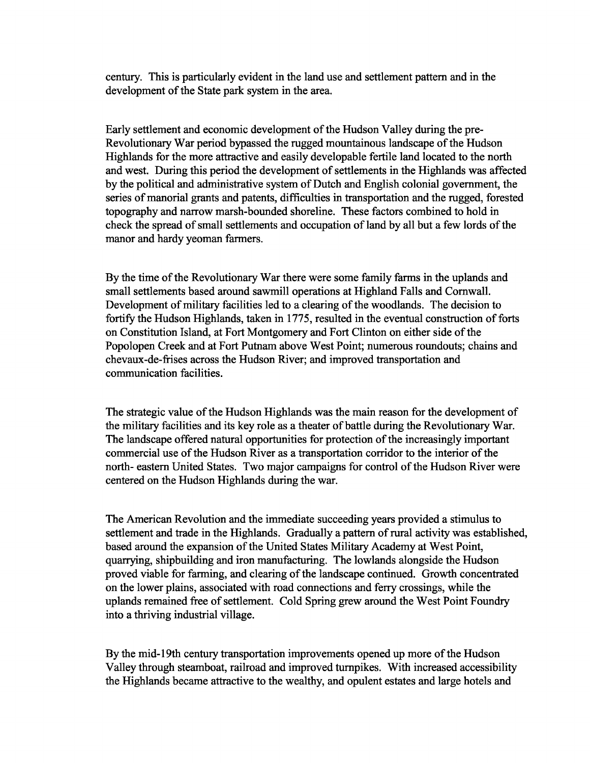century. This is particularly evident in the land use and settlement pattern and in the development of the State park system in the area.

Early settlement and economic development of the Hudson Valley during the pre-Revolutionary War period bypassed the rugged mountainous landscape of the Hudson Highlands for the more attractive and easily developable fertile land located to the north and west. During this period the development of settlements in the Highlands was affected by the political and administrative system of Dutch and English colonial government, the series of manorial grants and patents, difficulties in transportation and the rugged, forested topography and narrow marsh-bounded shoreline. These factors combined to hold in check the spread of small settlements and occupation of land by all but a few lords of the manor and hardy yeoman farmers.

By the time of the Revolutionary War there were some family farms in the uplands and small settlements based around sawmill operations at Highland Falls and Cornwall. Development of military facilities led to a clearing of the woodlands. The decision to fortify the Hudson Highlands, taken in 1775, resulted in the eventual construction of forts on Constitution Island, at Fort Montgomery and Fort Clinton on either side of the Popolopen Creek and at Fort Putnam above West Point; numerous roundouts; chains and chevaux-de-frises across the Hudson River; and improved transportation and communication facilities.

The strategic value of the Hudson Highlands was the main reason for the development of the military facilities and its key role as a theater of battle during the Revolutionary War. The landscape offered natural opportunities for protection of the increasingly important commercial use of the Hudson River as a transportation corridor to the interior of the north- eastern United States. Two major campaigns for control of the Hudson River were centered on the Hudson Highlands during the war.

The American Revolution and the immediate succeeding years provided a stimulus to settlement and trade in the Highlands. Gradually a pattern of rural activity was established, based around the expansion of the United States Military Academy at West Point, quarrying, shipbuilding and iron manufacturing. The lowlands alongside the Hudson proved viable for farming, and clearing of the landscape continued. Growth concentrated on the lower plains, associated with road connections and ferry crossings, while the uplands remained free of settlement. Cold Spring grew around the West Point Foundry into a thriving industrial village.

By the mid-19th century transportation improvements opened up more of the Hudson Valley through steamboat, railroad and improved turnpikes. With increased accessibility the Highlands became attractive to the wealthy, and opulent estates and large hotels and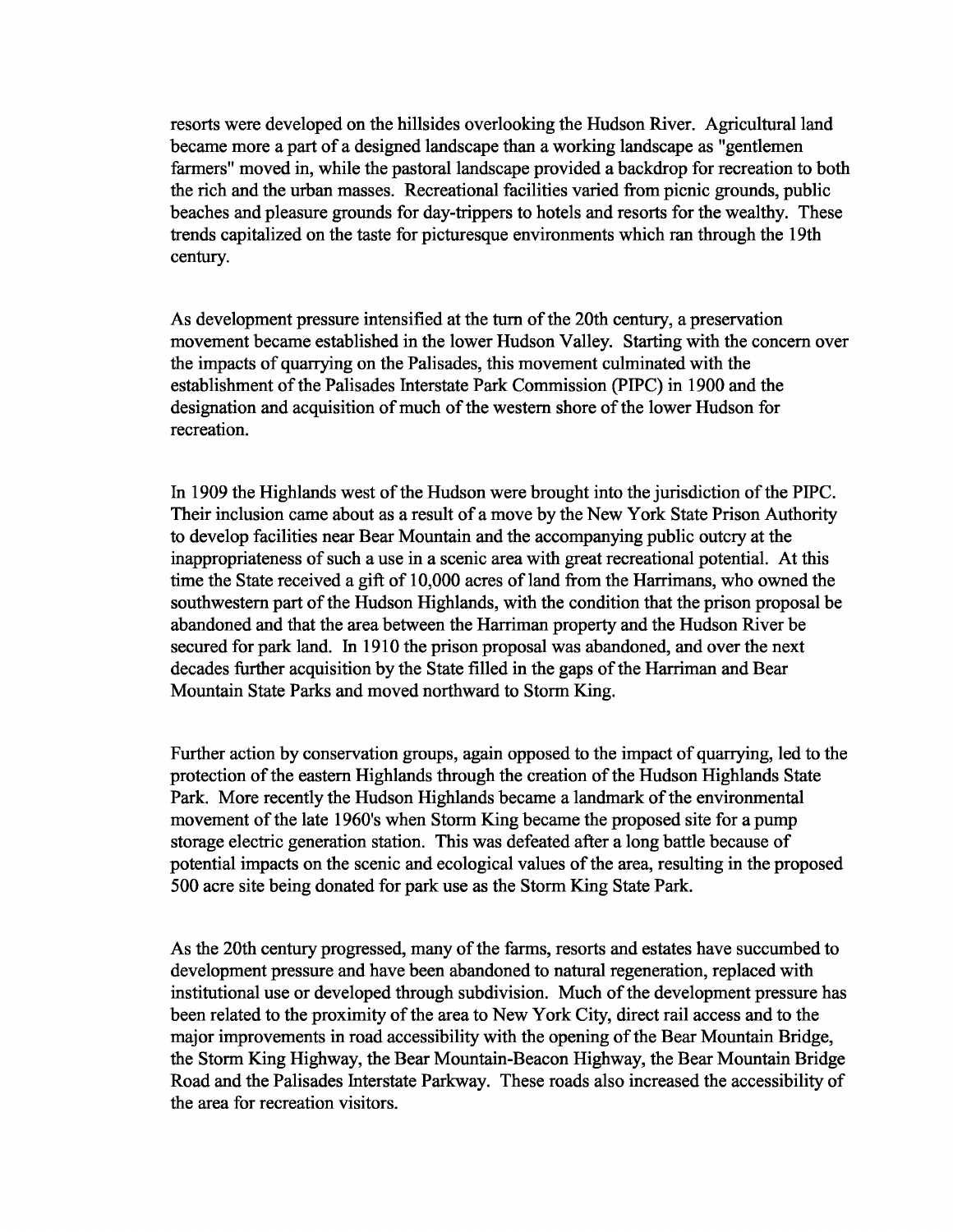resorts were developed on the hillsides overlooking the Hudson River. Agricultural land became more a part of a designed landscape than a working landscape as "gentlemen farmers" moved in, while the pastoral landscape provided a backdrop for recreation to both the rich and the urban masses. Recreational facilities varied from picnic grounds, public beaches and pleasure grounds for day-trippers to hotels and resorts for the wealthy. These trends capitalized on the taste for picturesque environments which ran through the 19th century.

As development pressure intensified at the turn of the 20th century, a preservation movement became established in the lower Hudson Valley. Starting with the concern over the impacts of quarrying on the Palisades, this movement culminated with the establishment of the Palisades Interstate Park Commission (PIPC) in 1900 and the designation and acquisition of much of the western shore of the lower Hudson for recreation.

In 1909 the Highlands west of the Hudson were brought into the jurisdiction of the PIPC. Their inclusion came about as a result of a move by the New York State Prison Authority to develop facilities near Bear Mountain and the accompanying public outcry at the inappropriateness of such a use in a scenic area with great recreational potential. At this time the State received a gift of 10,000 acres of land from the Harrimans, who owned the southwestern part of the Hudson Highlands, with the condition that the prison proposal be abandoned and that the area between the Harriman property and the Hudson River be secured for park land. In 1910 the prison proposal was abandoned, and over the next decades further acquisition by the State filled in the gaps of the Harriman and Bear Mountain State Parks and moved northward to Storm King.

Further action by conservation groups, again opposed to the impact of quarrying, led to the protection of the eastern Highlands through the creation of the Hudson Highlands State Park. More recently the Hudson Highlands became a landmark of the environmental movement of the late 1960's when Storm King became the proposed site for a pump storage electric generation station. This was defeated after a long battle because of potential impacts on the scenic and ecological values of the area, resulting in the proposed 500 acre site being donated for park use as the Storm King State Park.

As the 20th century progressed, many of the farms, resorts and estates have succumbed to development pressure and have been abandoned to natural regeneration, replaced with institutional use or developed through subdivision. Much of the development pressure has been related to the proximity of the area to New York City, direct rail access and to the major improvements in road accessibility with the opening of the Bear Mountain Bridge, the Storm King Highway, the Bear Mountain-Beacon Highway, the Bear Mountain Bridge Road and the Palisades Interstate Parkway. These roads also increased the accessibility of the area for recreation visitors.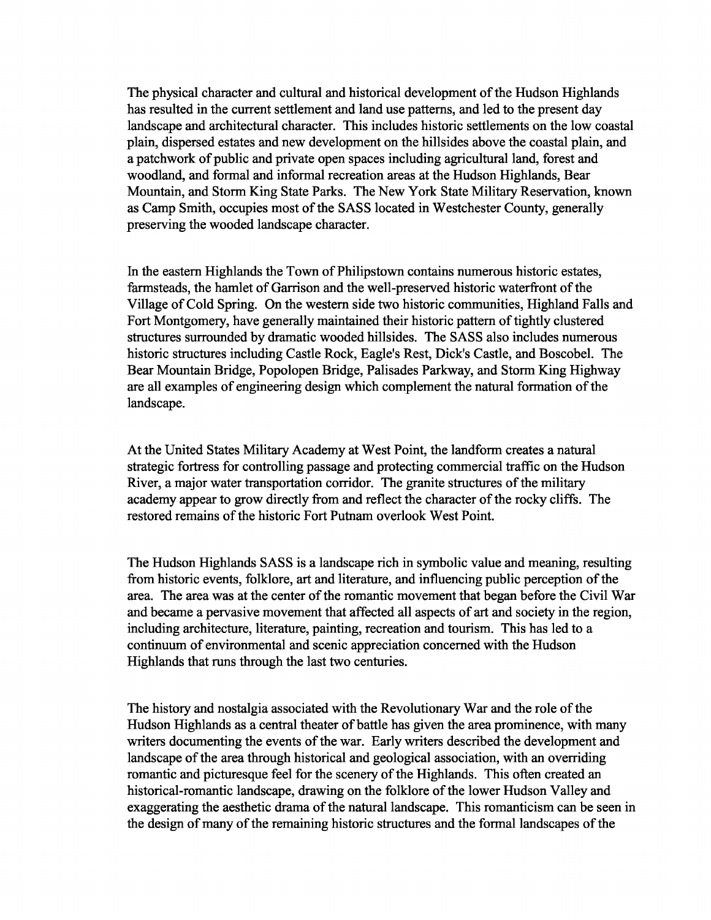The physical character and cultural and historical development of the Hudson Highlands has resulted in the current settlement and land use patterns, and led to the present day landscape and architectural character. This includes historic settlements on the low coastal plain, dispersed estates and new development on the hillsides above the coastal plain, and a patchwork of public and private open spaces including agricultural land, forest and woodland, and formal and informal recreation areas at the Hudson Highlands, Bear Mountain, and Storm King State Parks. The New York State Military Reservation, known as Camp Smith, occupies most of the SASS located in Westchester County, generally preserving the wooded landscape character.

In the eastern Highlands the Town of Philipstown contains numerous historic estates, farmsteads, the hamlet of Garrison and the well-preserved historic waterfront of the Village of Cold Spring. On the western side two historic communities, Highland Falls and Fort Montgomery, have generally maintained their historic pattern of tightly clustered structures surrounded by dramatic wooded hillsides. The SASS also includes numerous historic structures including Castle Rock, Eagle's Rest, Dick's Castle, and Boscobel. The Bear Mountain Bridge, Popolopen Bridge, Palisades Parkway, and Storm King Highway are all examples of engineering design which complement the natural formation of the landscape.

At the United States Military Academy at West Point, the landform creates a natural strategic fortress for controlling passage and protecting commercial traffic on the Hudson River, a major water transportation corridor. The granite structures of the military academy appear to grow directly from and reflect the character of the rocky cliffs. The restored remains of the historic Fort Putnam overlook West Point.

The Hudson Highlands SASS is a landscape rich in symbolic value and meaning, resulting from historic events, folklore, art and literature, and influencing public perception of the area. The area was at the center of the romantic movement that began before the Civil War and became a pervasive movement that affected all aspects of art and society in the region, including architecture, literature, painting, recreation and tourism. This has led to a continuum of environmental and scenic appreciation concerned with the Hudson Highlands that runs through the last two centuries.

The history and nostalgia associated with the Revolutionary War and the role of the Hudson Highlands as a central theater of battle has given the area prominence, with many writers documenting the events of the war. Early writers described the development and landscape of the area through historical and geological association, with an overriding romantic and picturesque feel for the scenery of the Highlands. This often created an historical-romantic landscape, drawing on the folklore of the lower Hudson Valley and exaggerating the aesthetic drama of the natural landscape. This romanticism can be seen in the design of many of the remaining historic structures and the formal landscapes of the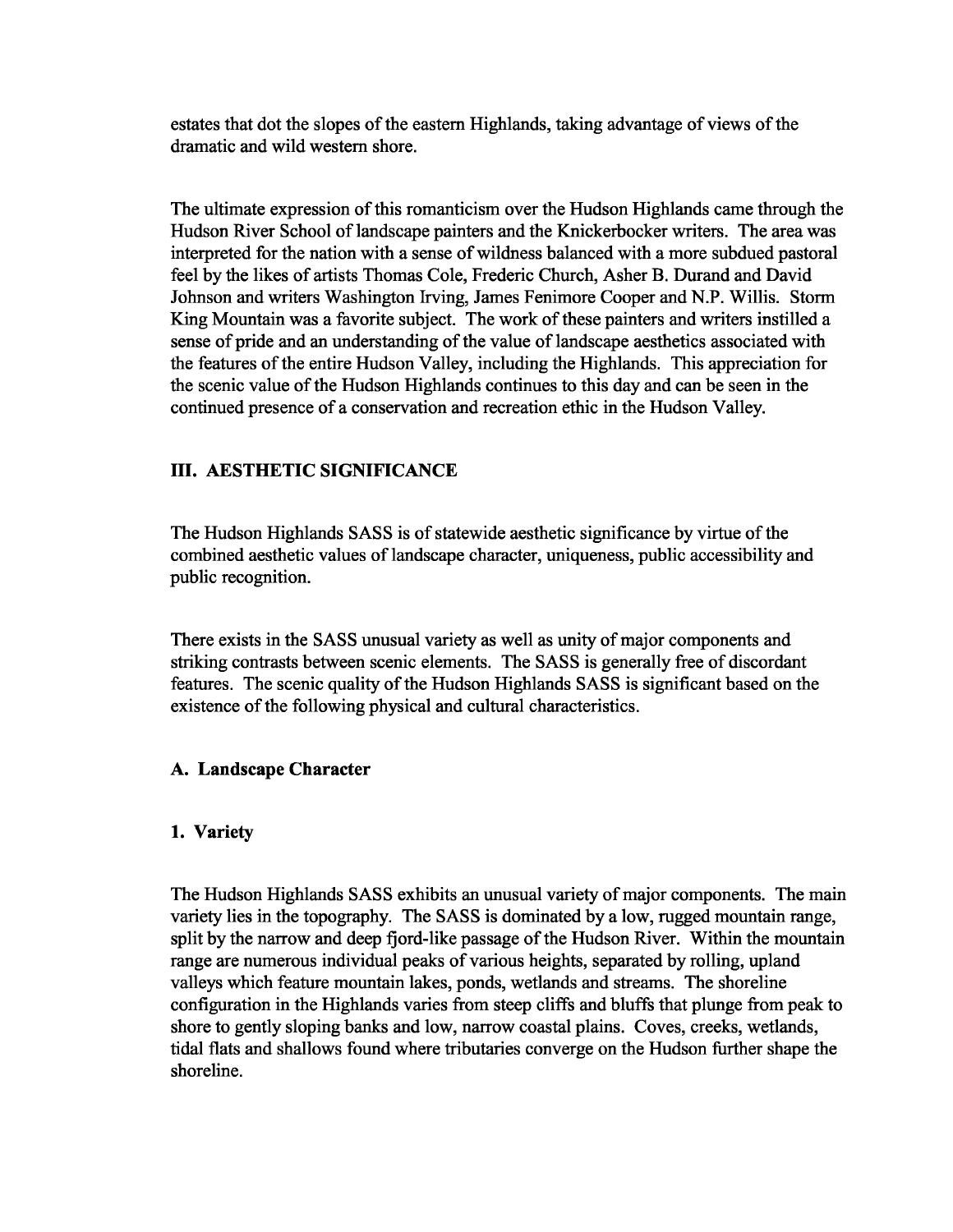estates that dot the slopes of the eastern Highlands, taking advantage of views of the dramatic and wild western shore.

The ultimate expression of this romanticism over the Hudson Highlands came through the Hudson River School of landscape painters and the Knickerbocker writers. The area was interpreted for the nation with a sense of wildness balanced with a more subdued pastoral feel by the likes of artists Thomas Cole, Frederic Church, Asher B. Durand and David Johnson and writers Washington Irving, James Fenimore Cooper and N.P. Willis. Storm King Mountain was a favorite subject. The work of these painters and writers instilled a sense of pride and an understanding of the value of landscape aesthetics associated with the features of the entire Hudson Valley, including the Highlands. This appreciation for the scenic value of the Hudson Highlands continues to this day and can be seen in the continued presence of a conservation and recreation ethic in the Hudson Valley.

## III. AESTHETIC SIGNIFICANCE

The Hudson Highlands SASS is of statewide aesthetic significance by virtue of the combined aesthetic values of landscape character, uniqueness, public accessibility and public recognition.

There exists in the SASS unusual variety as well as unity of major components and striking contrasts between scenic elements. The SASS is generally free of discordant features. The scenic quality of the Hudson Highlands SASS is significant based on the existence of the following physical and cultural characteristics.

### A. Landscape Character

#### 1. Variety

The Hudson Highlands SASS exhibits an unusual variety of major components. The main variety lies in the topography. The SASS is dominated by a low, rugged mountain range, split by the narrow and deep fjord-like passage of the Hudson River. Within the mountain range are numerous individual peaks of various heights, separated by rolling, upland valleys which feature mountain lakes, ponds, wetlands and streams. The shoreline configuration in the Highlands varies from steep cliffs and bluffs that plunge from peak to shore to gently sloping banks and low, narrow coastal plains. Coves, creeks, wetlands, tidal flats and shallows found where tributaries converge on the Hudson further shape the shoreline.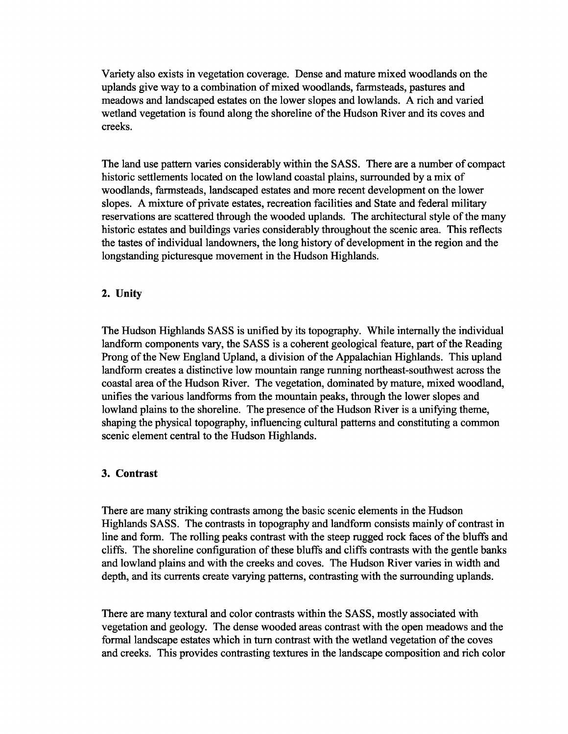Variety also exists in vegetation coverage. Dense and mature mixed woodlands on the uplands give way to a combination of mixed woodlands, farmsteads, pastures and meadows and landscaped estates on the lower slopes and lowlands. A rich and varied wetland vegetation is found along the shoreline of the Hudson River and its coves and creeks.

The land use pattern varies considerably within the SASS. There are a number of compact historic settlements located on the lowland coastal plains, surrounded by a mix of woodlands, farmsteads, landscaped estates and more recent development on the lower slopes. A mixture of private estates, recreation facilities and State and federal military reservations are scattered through the wooded uplands. The architectural style of the many historic estates and buildings varies considerably throughout the scenic area. This reflects the tastes of individual landowners, the long history of development in the region and the longstanding picturesque movement in the Hudson Highlands.

## 2. Unity

The Hudson Highlands SASS is unified by its topography. While internally the individual landform components vary, the SASS is a coherent geological feature, part of the Reading Prong of the New England Upland, a division of the Appalachian Highlands. This upland landform creates a distinctive low mountain range running northeast-southwest across the coastal area of the Hudson River. The vegetation, dominated by mature, mixed woodland, unifies the various landforms from the mountain peaks, through the lower slopes and lowland plains to the shoreline. The presence of the Hudson River is a unifying theme, shaping the physical topography, influencing cultural patterns and constituting a common scenic element central to the Hudson Highlands.

## 3. Contrast

There are many striking contrasts among the basic scenic elements in the Hudson Highlands SASS. The contrasts in topography and landform consists mainly of contrast in line and form. The rolling peaks contrast with the steep rugged rock faces of the bluffs and cliffs. The shoreline configuration of these bluffs and cliffs contrasts with the gentle banks and lowland plains and with the creeks and coves. The Hudson River varies in width and depth, and its currents create varying patterns, contrasting with the surrounding uplands.

There are many textural and color contrasts within the SASS, mostly associated with vegetation and geology. The dense wooded areas contrast with the open meadows and the formal landscape estates which in turn contrast with the wetland vegetation of the coves and creeks. This provides contrasting textures in the landscape composition and rich color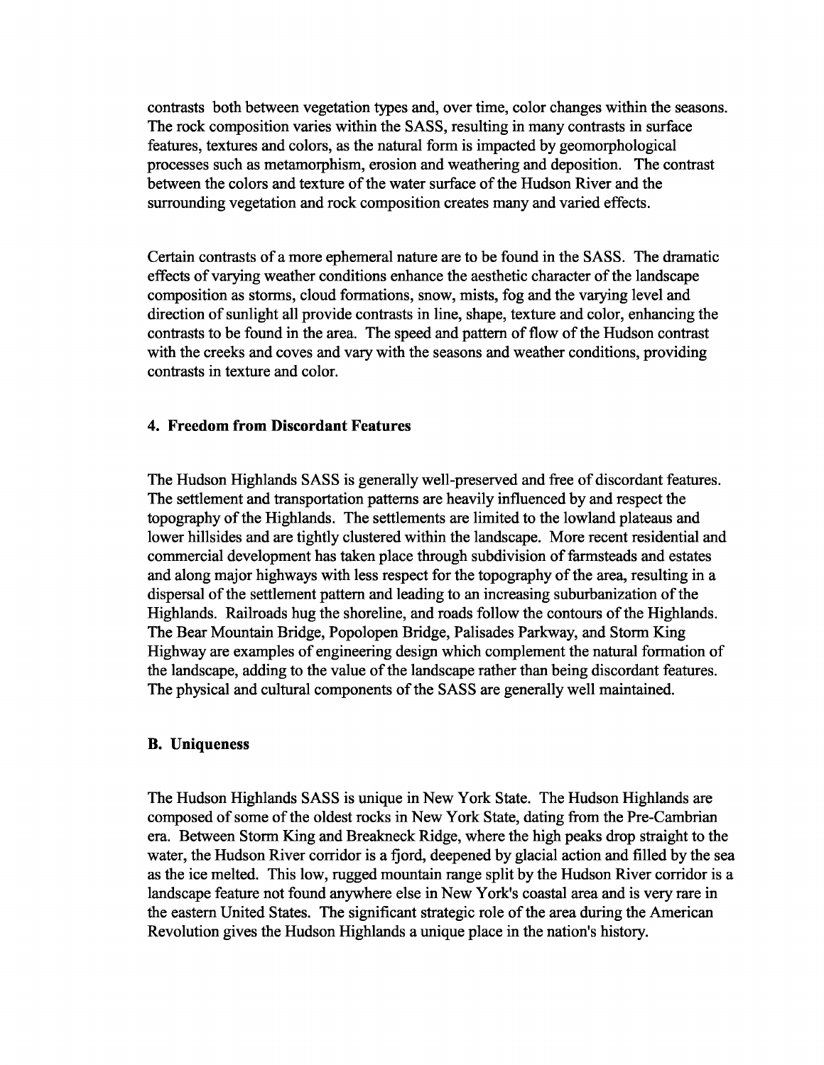contrasts both between vegetation types and, over time, color changes within the seasons. The rock composition varies within the SASS, resulting in many contrasts in surface features, textures and colors, as the natural form is impacted by geomorphological processes such as metamorphism, erosion and weathering and deposition. The contrast between the colors and texture of the water surface of the Hudson River and the surrounding vegetation and rock composition creates many and varied effects.

Certain contrasts of a more ephemeral nature are to be found in the SASS. The dramatic effects of varying weather conditions enhance the aesthetic character of the landscape composition as storms, cloud formations, snow, mists, fog and the varying level and direction of sunlight all provide contrasts in line, shape, texture and color, enhancing the contrasts to be found in the area. The speed and pattern of flow of the Hudson contrast with the creeks and coves and vary with the seasons and weather conditions, providing contrasts in texture and color.

#### 4. Freedom from Discordant Features

The Hudson Highlands SASS is generally well-preserved and free of discordant features. The settlement and transportation patterns are heavily influenced by and respect the topography of the Highlands. The settlements are limited to the lowland plateaus and lower hillsides and are tightly clustered within the landscape. More recent residential and commercial development has taken place through subdivision of farmsteads and estates and along major highways with less respect for the topography of the area, resulting in a dispersal of the settlement pattern and leading to an increasing suburbanization of the Highlands. Railroads hug the shoreline, and roads follow the contours of the Highlands. The Bear Mountain Bridge, Popolopen Bridge, Palisades Parkway, and Storm King Highway are examples of engineering design which complement the natural formation of the landscape, adding to the value of the landscape rather than being discordant features. The physical and cultural components of the SASS are generally well maintained.

### B. Uniqueness

The Hudson Highlands SASS is unique in New York State. The Hudson Highlands are composed of some of the oldest rocks in New York State, dating from the Pre-Cambrian era. Between Storm King and Breakneck Ridge, where the high peaks drop straight to the water, the Hudson River corridor is a fjord, deepened by glacial action and filled by the sea as the ice melted. This low, rugged mountain range split by the Hudson River corridor is a landscape feature not found anywhere else in New York's coastal area and is very rare in the eastern United States. The significant strategic role of the area during the American Revolution gives the Hudson Highlands a unique place in the nation's history.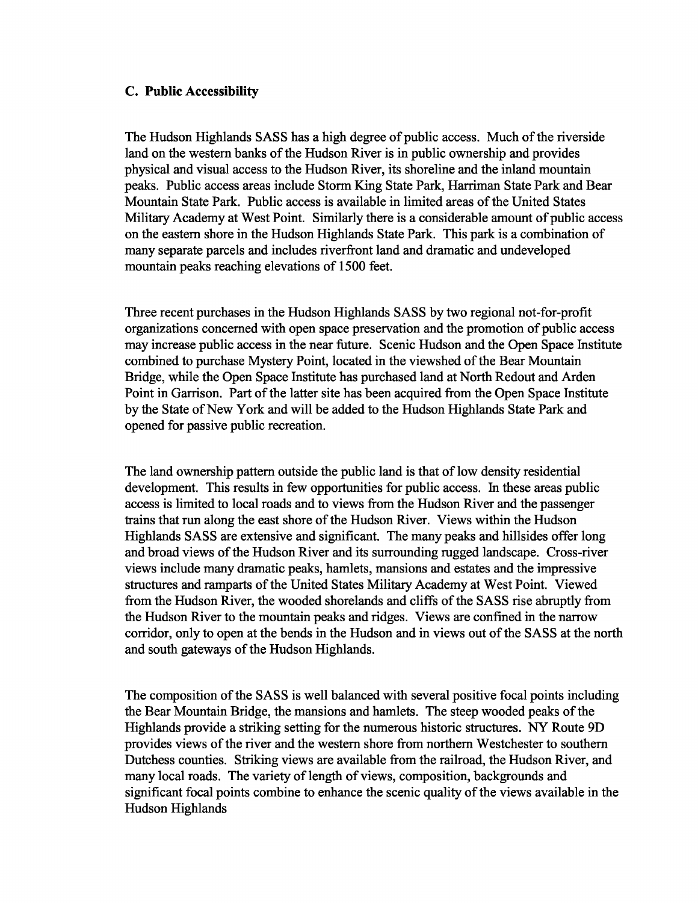### C. Public Accessibility

The Hudson Highlands SASS has a high degree of public access. Much of the riverside land on the western banks of the Hudson River is in public ownership and provides physical and visual access to the Hudson River, its shoreline and the inland mountain peaks. Public access areas include Storm King State Park, Harriman State Park and Bear Mountain State Park. Public access is available in limited areas of the United States Military Academy at West Point. Similarly there is a considerable amount of public access on the eastern shore in the Hudson Highlands State Park. This park is a combination of many separate parcels and includes riverfront land and dramatic and undeveloped mountain peaks reaching elevations of 1500 feet.

Three recent purchases in the Hudson Highlands SASS by two regional not-for-profit organizations concerned with open space preservation and the promotion of public access may increase public access in the near future. Scenic Hudson and the Open Space Institute combined to purchase Mystery Point, located in the viewshed of the Bear Mountain Bridge, while the Open Space Institute has purchased land at North Redout and Arden Point in Garrison. Part of the latter site has been acquired from the Open Space Institute by the State of New York and will be added to the Hudson Highlands State Park and opened for passive public recreation.

The land ownership pattern outside the public land is that of low density residential development. This results in few opportunities for public access. In these areas public access is limited to local roads and to views from the Hudson River and the passenger trains that run along the east shore of the Hudson River. Views within the Hudson Highlands SASS are extensive and significant. The many peaks and hillsides offer long and broad views of the Hudson River and its surrounding rugged landscape. Cross-river views include many dramatic peaks, hamlets, mansions and estates and the impressive structures and ramparts of the United States Military Academy at West Point. Viewed from the Hudson River, the wooded shorelands and cliffs of the SASS rise abruptly from the Hudson River to the mountain peaks and ridges. Views are confined in the narrow corridor, only to open at the bends in the Hudson and in views out of the SASS at the north and south gateways of the Hudson Highlands.

The composition of the SASS is well balanced with several positive focal points including the Bear Mountain Bridge, the mansions and hamlets. The steep wooded peaks of the Highlands provide a striking setting for the numerous historic structures. NY Route 9D provides views of the river and the western shore from northern Westchester to southern Dutchess counties. Striking views are available from the railroad, the Hudson River, and many local roads. The variety of length of views, composition, backgrounds and significant focal points combine to enhance the scenic quality of the views available in the Hudson Highlands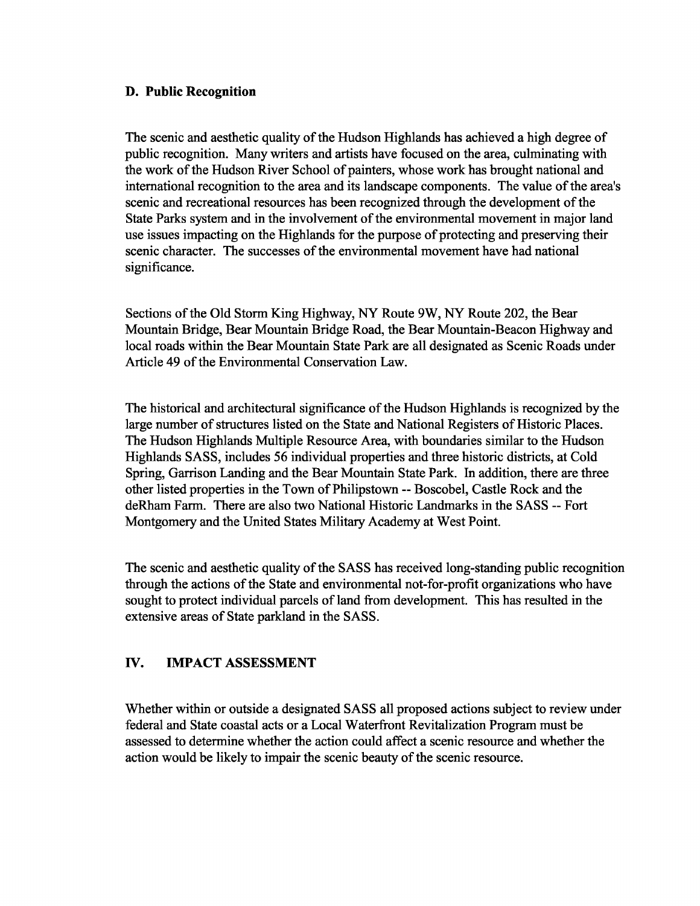### D. Public Recognition

The scenic and aesthetic quality of the Hudson Highlands has achieved a high degree of public recognition. Many writers and artists have focused on the area, culminating with the work of the Hudson River School of painters, whose work has brought national and international recognition to the area and its landscape components. The value of the area's scenic and recreational resources has been recognized through the development of the State Parks system and in the involvement of the environmental movement in major land use issues impacting on the Highlands for the purpose of protecting and preserving their scenic character. The successes of the environmental movement have had national significance.

Sections of the Old Storm King Highway, NY Route 9W, NY Route 202, the Bear Mountain Bridge, Bear Mountain Bridge Road, the Bear Mountain-Beacon Highway and local roads within the Bear Mountain State Park are all designated as Scenic Roads under Article 49 of the Environmental Conservation Law.

The historical and architectural significance of the Hudson Highlands is recognized by the large number of structures listed on the State and National Registers of Historic Places. The Hudson Highlands Multiple Resource Area, with boundaries similar to the Hudson Highlands SASS, includes 56 individual properties and three historic districts, at Cold Spring, Garrison Landing and the Bear Mountain State Park. In addition, there are three other listed properties in the Town of Philipstown -- Boscobel, Castle Rock and the deRham Farm. There are also two National Historic Landmarks in the SASS -- Fort Montgomery and the United States Military Academy at West Point.

The scenic and aesthetic quality of the SASS has received long-standing public recognition through the actions of the State and environmental not-for-profit organizations who have sought to protect individual parcels of land from development. This has resulted in the extensive areas of State parkland in the SASS.

## IV. IMPACT ASSESSMENT

Whether within or outside a designated SASS all proposed actions subject to review under federal and State coastal acts or a Local Waterfront Revitalization Program must be assessed to determine whether the action could affect a scenic resource and whether the action would be likely to impair the scenic beauty of the scenic resource.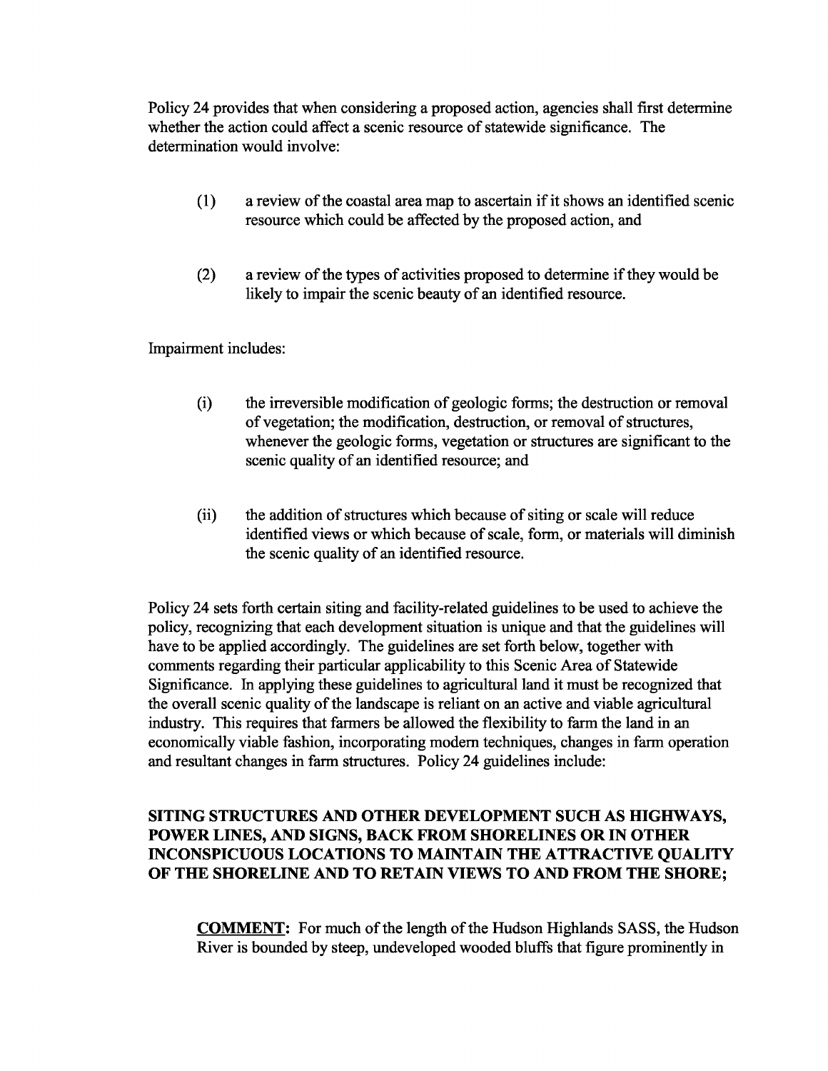Policy 24 provides that when considering a proposed action, agencies shall first determine whether the action could affect a scenic resource of statewide significance. The determination would involve:

(1) a review of the coastal area map to ascertain if it shows an identified scenic resource which could be affected by the proposed action, and

(2) a review of the types of activities proposed to determine if they would be likely to impair the scenic beauty of an identified resource.

Impairment includes:

(i) the irreversible modification of geologic forms; the destruction or removal of vegetation; the modification, destruction, or removal of structures, whenever the geologic forms, vegetation or structures are significant to the scenic quality of an identified resource; and

(ii) the addition of structures which because of siting or scale will reduce identified views or which because of scale, form, or materials will diminish the scenic quality of an identified resource.

Policy 24 sets forth certain siting and facility-related guidelines to be used to achieve the policy, recognizing that each development situation is unique and that the guidelines will have to be applied accordingly. The guidelines are set forth below, together with comments regarding their particular applicability to this Scenic Area of Statewide Significance. In applying these guidelines to agricultural land it must be recognized that the overall scenic quality of the landscape is reliant on an active and viable agricultural industry. This requires that farmers be allowed the flexibility to farm the land in an economically viable fashion, incorporating modern techniques, changes in farm operation and resultant changes in farm structures. Policy 24 guidelines include:

**SITING STRUCTURES AND OTHER DEVELOPMENT SUCH AS HIGHWAYS, POWER LINES, AND SIGNS, BACK FROM SHORELINES OR IN OTHER INCONSPICUOUS LOCATIONS TO MAINTAIN THE ATTRACTIVE QUALITY OF THE SHORELINE AND TO RETAIN VIEWS TO AND FROM THE SHORE;**

**COMMENT:** For much of the length of the Hudson Highlands SASS, the Hudson River is bounded by steep, undeveloped wooded bluffs that figure prominently in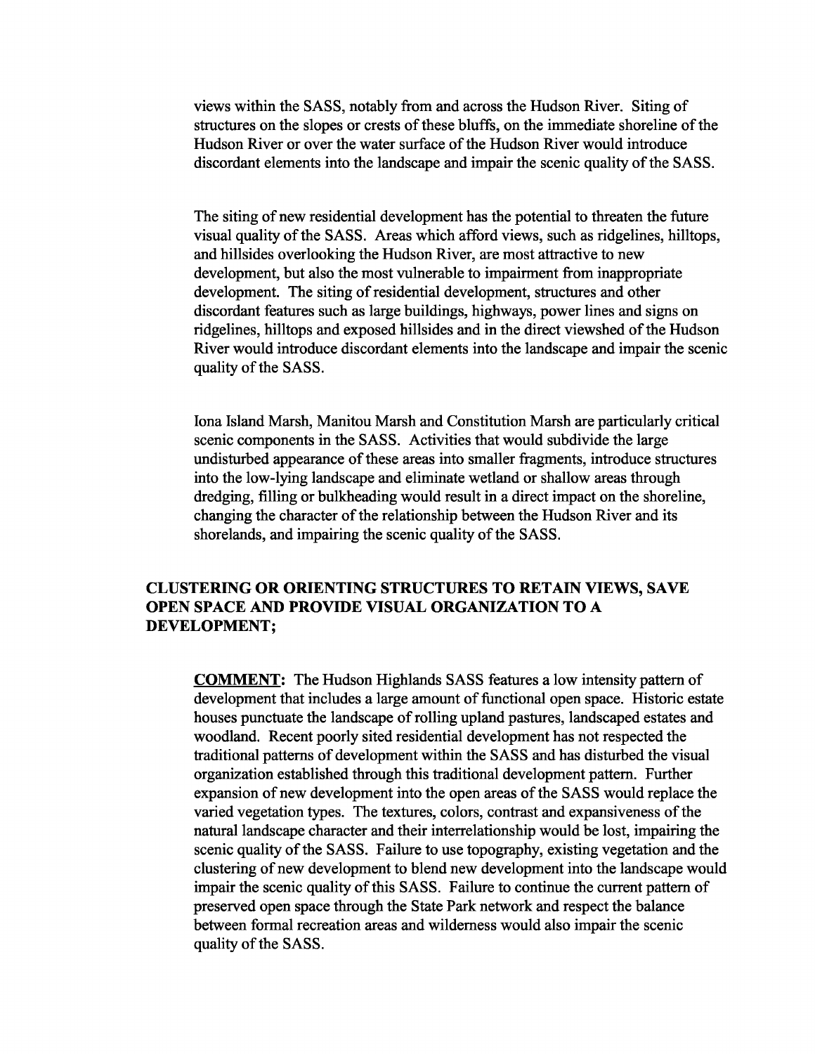views within the SASS, notably from and across the Hudson River. Siting of structures on the slopes or crests of these bluffs, on the immediate shoreline of the Hudson River or over the water surface of the Hudson River would introduce discordant elements into the landscape and impair the scenic quality of the SASS.

The siting of new residential development has the potential to threaten the future visual quality of the SASS. Areas which afford views, such as ridgelines, hilltops, and hillsides overlooking the Hudson River, are most attractive to new development, but also the most vulnerable to impairment from inappropriate development. The siting of residential development, structures and other discordant features such as large buildings, highways, power lines and signs on ridgelines, hilltops and exposed hillsides and in the direct viewshed of the Hudson River would introduce discordant elements into the landscape and impair the scenic quality of the SASS.

Iona Island Marsh, Manitou Marsh and Constitution Marsh are particularly critical scenic components in the SASS. Activities that would subdivide the large undisturbed appearance of these areas into smaller fragments, introduce structures into the low-lying landscape and eliminate wetland or shallow areas through dredging, filling or bulkheading would result in a direct impact on the shoreline, changing the character of the relationship between the Hudson River and its shorelands, and impairing the scenic quality of the SASS.

**CLUSTERING OR ORIENTING STRUCTURES TO RETAIN VIEWS, SAVE OPEN SPACE AND PROVIDE VISUAL ORGANIZATION TO A DEVELOPMENT;**

**COMMENT:** The Hudson Highlands SASS features a low intensity pattern of development that includes a large amount of functional open space. Historic estate houses punctuate the landscape of rolling upland pastures, landscaped estates and woodland. Recent poorly sited residential development has not respected the traditional patterns of development within the SASS and has disturbed the visual organization established through this traditional development pattern. Further expansion of new development into the open areas of the SASS would replace the varied vegetation types. The textures, colors, contrast and expansiveness of the natural landscape character and their interrelationship would be lost, impairing the scenic quality of the SASS. Failure to use topography, existing vegetation and the clustering of new development to blend new development into the landscape would impair the scenic quality of this SASS. Failure to continue the current pattern of preserved open space through the State Park network and respect the balance between formal recreation areas and wilderness would also impair the scenic quality of the SASS.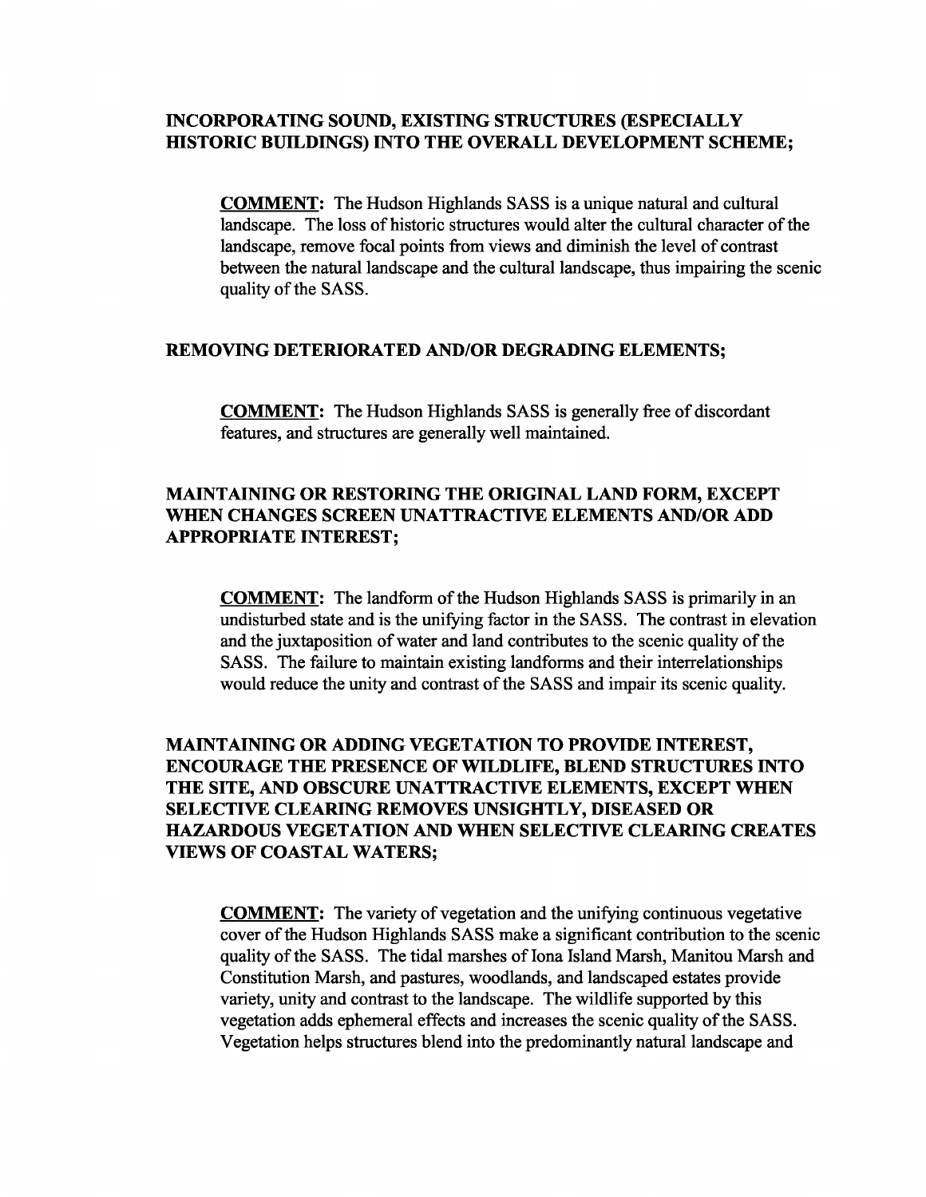**INCORPORATING SOUND, EXISTING STRUCTURES (ESPECIALLY HISTORIC BUILDINGS) INTO THE OVERALL DEVELOPMENT SCHEME;**

**COMMENT:** The Hudson Highlands SASS is a unique natural and cultural landscape. The loss of historic structures would alter the cultural character of the landscape, remove focal points from views and diminish the level of contrast between the natural landscape and the cultural landscape, thus impairing the scenic quality of the SASS.

**REMOVING DETERIORATED AND/OR DEGRADING ELEMENTS;**

**COMMENT:** The Hudson Highlands SASS is generally free of discordant features, and structures are generally well maintained.

**MAINTAINING OR RESTORING THE ORIGINAL LAND FORM, EXCEPT WHEN CHANGES SCREEN UNATTRACTIVE ELEMENTS AND/OR ADD APPROPRIATE INTEREST;**

**COMMENT:** The landform of the Hudson Highlands SASS is primarily in an undisturbed state and is the unifying factor in the SASS. The contrast in elevation and the juxtaposition of water and land contributes to the scenic quality of the SASS. The failure to maintain existing landforms and their interrelationships would reduce the unity and contrast of the SASS and impair its scenic quality.

**MAINTAINING OR ADDING VEGETATION TO PROVIDE INTEREST, ENCOURAGE THE PRESENCE OF WILDLIFE, BLEND STRUCTURES INTO THE SITE, AND OBSCURE UNATTRACTIVE ELEMENTS, EXCEPT WHEN SELECTIVE CLEARING REMOVES UNSIGHTLY, DISEASED OR HAZARDOUS VEGETATION AND WHEN SELECTIVE CLEARING CREATES VIEWS OF COASTAL WATERS;**

**COMMENT:** The variety of vegetation and the unifying continuous vegetative cover of the Hudson Highlands SASS make a significant contribution to the scenic quality of the SASS. The tidal marshes of Iona Island Marsh, Manitou Marsh and Constitution Marsh, and pastures, woodlands, and landscaped estates provide variety, unity and contrast to the landscape. The wildlife supported by this vegetation adds ephemeral effects and increases the scenic quality of the SASS. Vegetation helps structures blend into the predominantly natural landscape and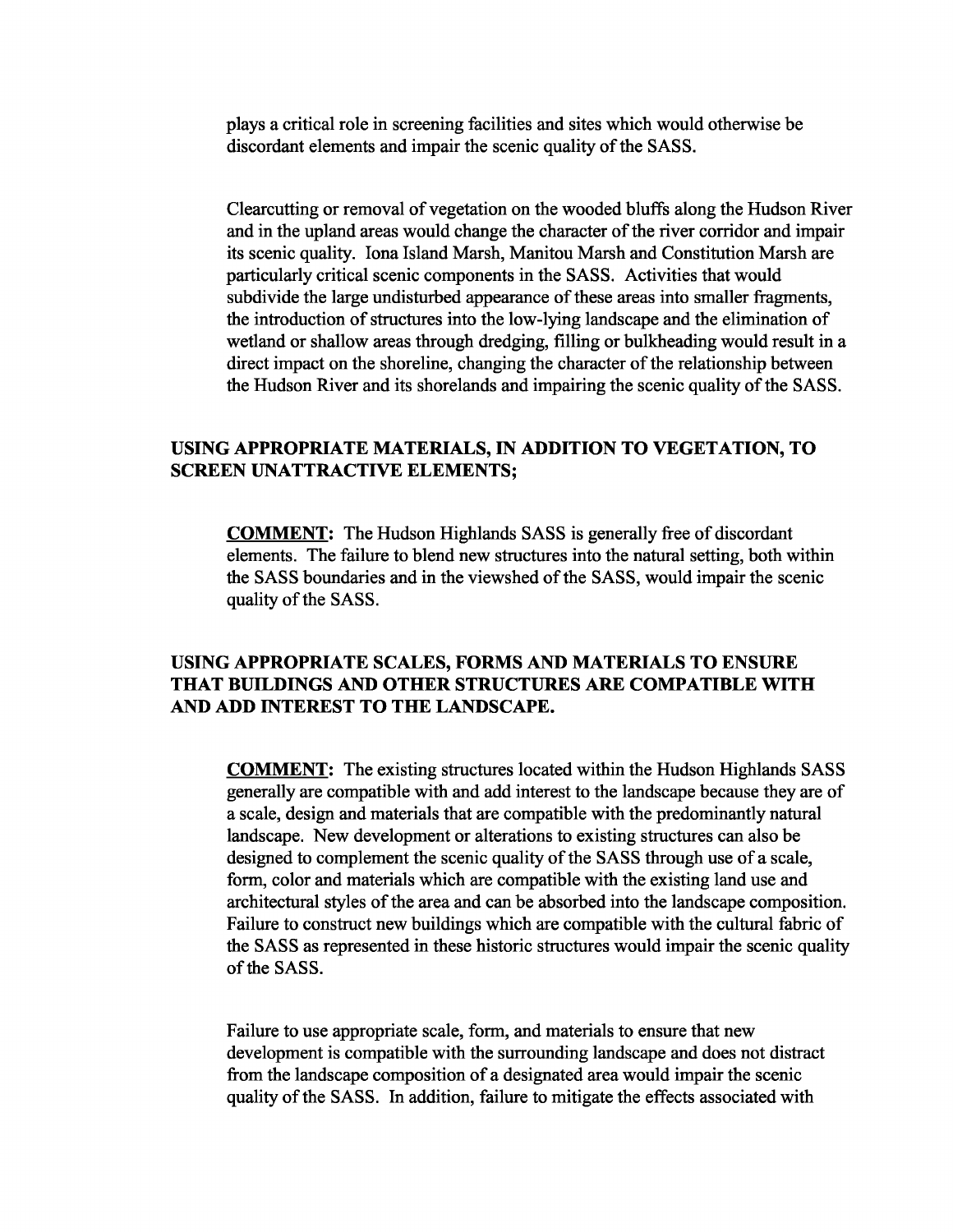plays a critical role in screening facilities and sites which would otherwise be discordant elements and impair the scenic quality of the SASS.

Clearcutting or removal of vegetation on the wooded bluffs along the Hudson River and in the upland areas would change the character of the river corridor and impair its scenic quality. Iona Island Marsh, Manitou Marsh and Constitution Marsh are particularly critical scenic components in the SASS. Activities that would subdivide the large undisturbed appearance of these areas into smaller fragments, the introduction of structures into the low-lying landscape and the elimination of wetland or shallow areas through dredging, filling or bulkheading would result in a direct impact on the shoreline, changing the character of the relationship between the Hudson River and its shorelands and impairing the scenic quality of the SASS.

**USING APPROPRIATE MATERIALS, IN ADDITION TO VEGETATION, TO SCREEN UNATTRACTIVE ELEMENTS;**

**COMMENT:** The Hudson Highlands SASS is generally free of discordant elements. The failure to blend new structures into the natural setting, both within the SASS boundaries and in the viewshed of the SASS, would impair the scenic quality of the SASS.

**USING APPROPRIATE SCALES, FORMS AND MATERIALS TO ENSURE THAT BUILDINGS AND OTHER STRUCTURES ARE COMPATIBLE WITH AND ADD INTEREST TO THE LANDSCAPE.**

**COMMENT:** The existing structures located within the Hudson Highlands SASS generally are compatible with and add interest to the landscape because they are of a scale, design and materials that are compatible with the predominantly natural landscape. New development or alterations to existing structures can also be designed to complement the scenic quality of the SASS through use of a scale, form, color and materials which are compatible with the existing land use and architectural styles of the area and can be absorbed into the landscape composition. Failure to construct new buildings which are compatible with the cultural fabric of the SASS as represented in these historic structures would impair the scenic quality of the SASS.

Failure to use appropriate scale, form, and materials to ensure that new development is compatible with the surrounding landscape and does not distract from the landscape composition of a designated area would impair the scenic quality of the SASS. In addition, failure to mitigate the effects associated with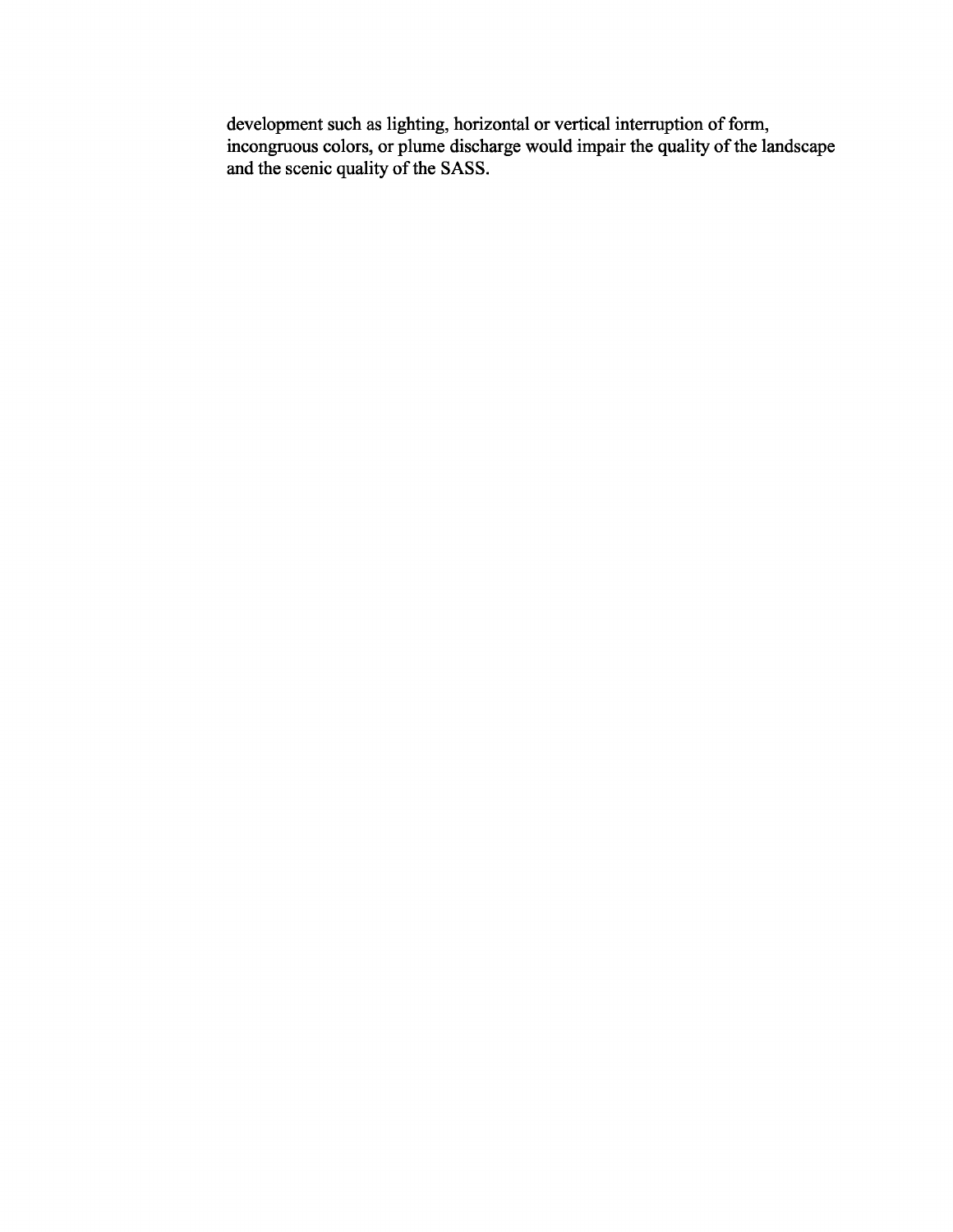development such as lighting, horizontal or vertical interruption of form, incongruous colors, or plume discharge would impair the quality of the landscape and the scenic quality of the SASS.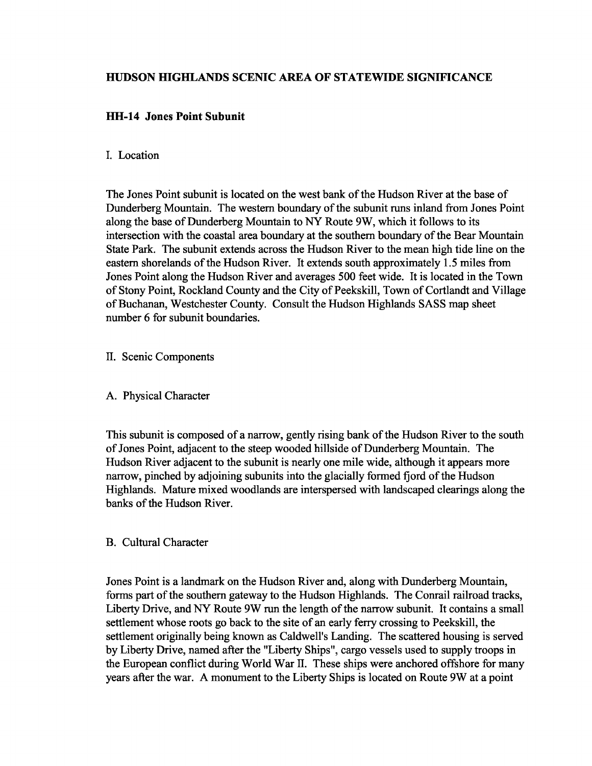## HUDSON HIGHLANDS SCENIC AREA OF STATEWIDE SIGNIFICANCE

### HH-14 Jones Point Subunit

I. Location

The Jones Point subunit is located on the west bank of the Hudson River at the base of Dunderberg Mountain. The western boundary of the subunit runs inland from Jones Point along the base of Dunderberg Mountain to NY Route 9W, which it follows to its intersection with the coastal area boundary at the southern boundary of the Bear Mountain State Park. The subunit extends across the Hudson River to the mean high tide line on the eastern shorelands of the Hudson River. It extends south approximately 1.5 miles from Jones Point along the Hudson River and averages 500 feet wide. It is located in the Town of Stony Point, Rockland County and the City of Peekskill, Town of Cortlandt and Village of Buchanan, Westchester County. Consult the Hudson Highlands SASS map sheet number 6 for subunit boundaries.

II. Scenic Components

A. Physical Character

This subunit is composed of a narrow, gently rising bank of the Hudson River to the south of Jones Point, adjacent to the steep wooded hillside of Dunderberg Mountain. The Hudson River adjacent to the subunit is nearly one mile wide, although it appears more narrow, pinched by adjoining subunits into the glacially formed fjord of the Hudson Highlands. Mature mixed woodlands are interspersed with landscaped clearings along the banks of the Hudson River.

B. Cultural Character

Jones Point is a landmark on the Hudson River and, along with Dunderberg Mountain, forms part of the southern gateway to the Hudson Highlands. The Conrail railroad tracks, Liberty Drive, and NY Route 9W run the length of the narrow subunit. It contains a small settlement whose roots go back to the site of an early ferry crossing to Peekskill, the settlement originally being known as Caldwell's Landing. The scattered housing is served by Liberty Drive, named after the "Liberty Ships", cargo vessels used to supply troops in the European conflict during World War II. These ships were anchored offshore for many years after the war. A monument to the Liberty Ships is located on Route 9W at a point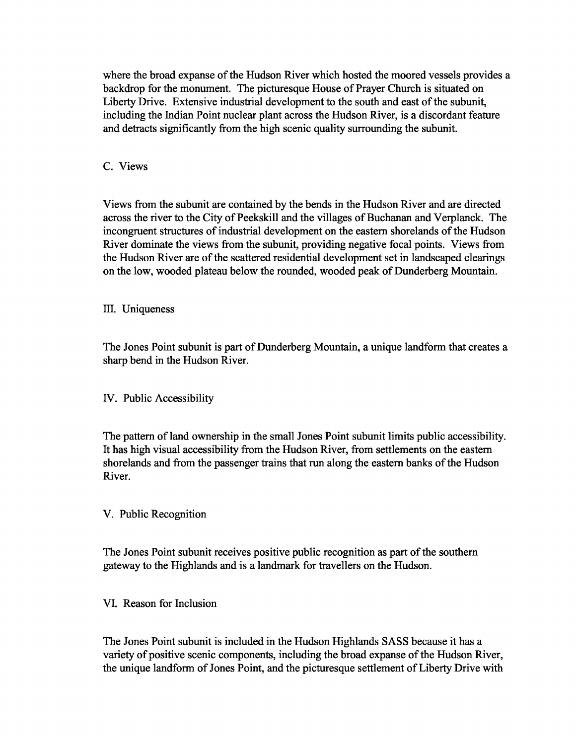where the broad expanse of the Hudson River which hosted the moored vessels provides a backdrop for the monument. The picturesque House of Prayer Church is situated on Liberty Drive. Extensive industrial development to the south and east of the subunit, including the Indian Point nuclear plant across the Hudson River, is a discordant feature and detracts significantly from the high scenic quality surrounding the subunit.

C. Views

Views from the subunit are contained by the bends in the Hudson River and are directed across the river to the City of Peekskill and the villages of Buchanan and Verplanck. The incongruent structures of industrial development on the eastern shorelands of the Hudson River dominate the views from the subunit, providing negative focal points. Views from the Hudson River are of the scattered residential development set in landscaped clearings on the low, wooded plateau below the rounded, wooded peak of Dunderberg Mountain.

## III. Uniqueness

The Jones Point subunit is part of Dunderberg Mountain, a unique landform that creates a sharp bend in the Hudson River.

## IV. Public Accessibility

The pattern of land ownership in the small Jones Point subunit limits public accessibility. It has high visual accessibility from the Hudson River, from settlements on the eastern shorelands and from the passenger trains that run along the eastern banks of the Hudson River.

## V. Public Recognition

The Jones Point subunit receives positive public recognition as part of the southern gateway to the Highlands and is a landmark for travellers on the Hudson.

## VI. Reason for Inclusion

The Jones Point subunit is included in the Hudson Highlands SASS because it has a variety of positive scenic components, including the broad expanse of the Hudson River, the unique landform of Jones Point, and the picturesque settlement of Liberty Drive with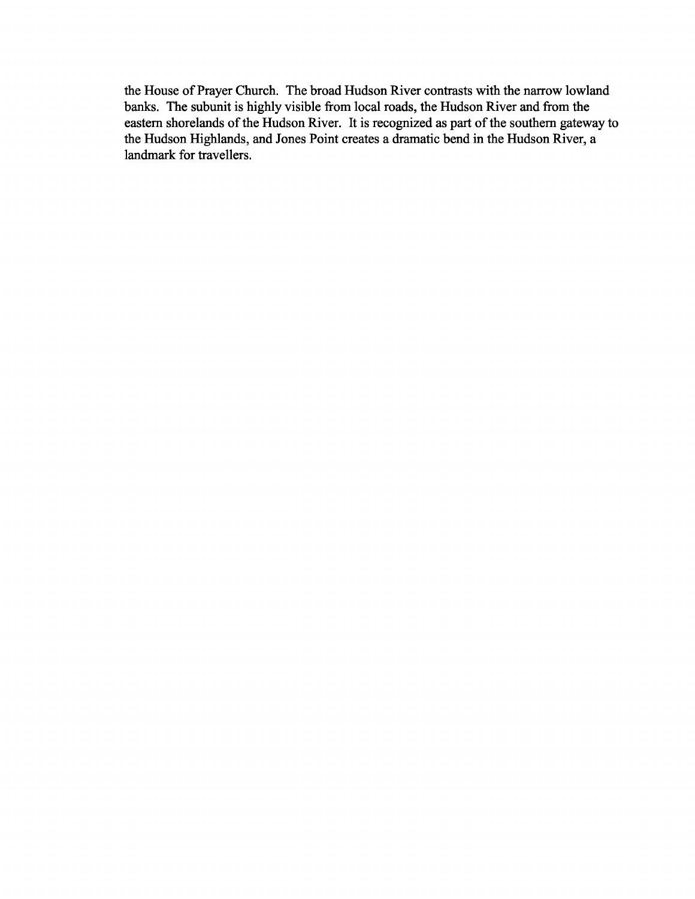the House of Prayer Church. The broad Hudson River contrasts with the narrow lowland banks. The subunit is highly visible from local roads, the Hudson River and from the eastern shorelands of the Hudson River. It is recognized as part of the southern gateway to the Hudson Highlands, and Jones Point creates a dramatic bend in the Hudson River, a landmark for travellers.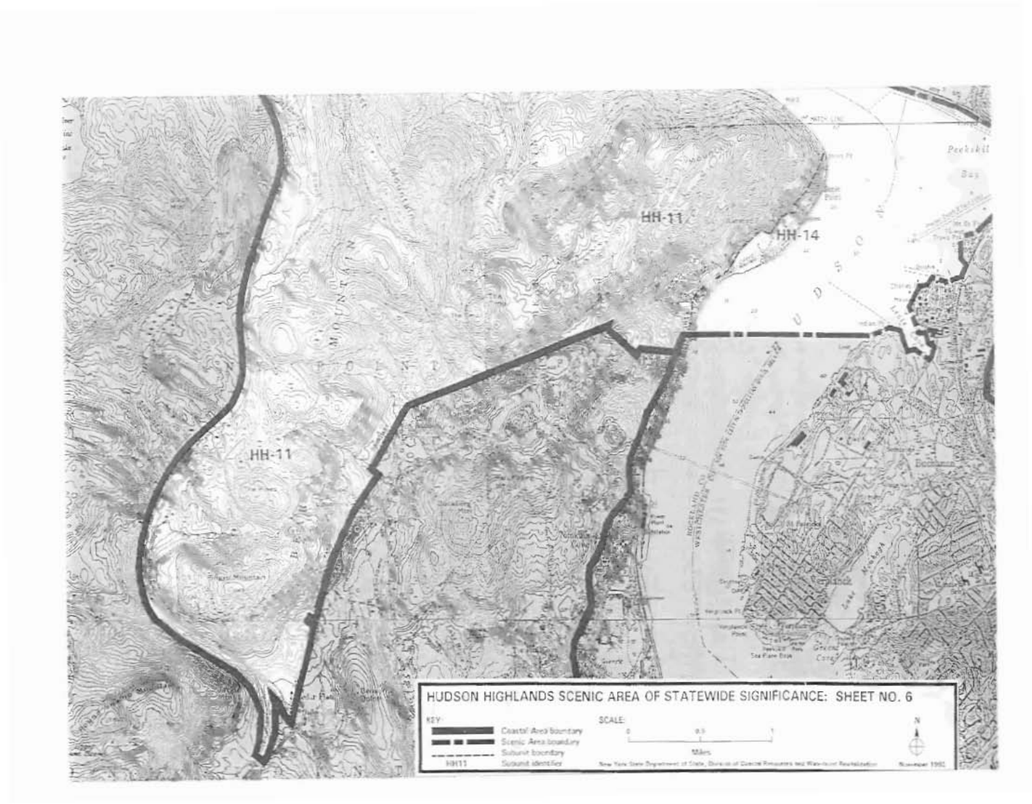HH-11

HH-14

HH-11

HUDSON HIGHLANDS SCENIC AREA OF STATEWIDE SIGNIFICANCE: SHEET NO. 6

KEY:

Coastal Area boundary

Scenic Area boundary

Subunit boundary

HH11 Subunit identifier

SCALE:

0 0.5 1

Miles

N

New York State Department of State, Division of Coastal Resources and Waterfront Revitalization

November 1993